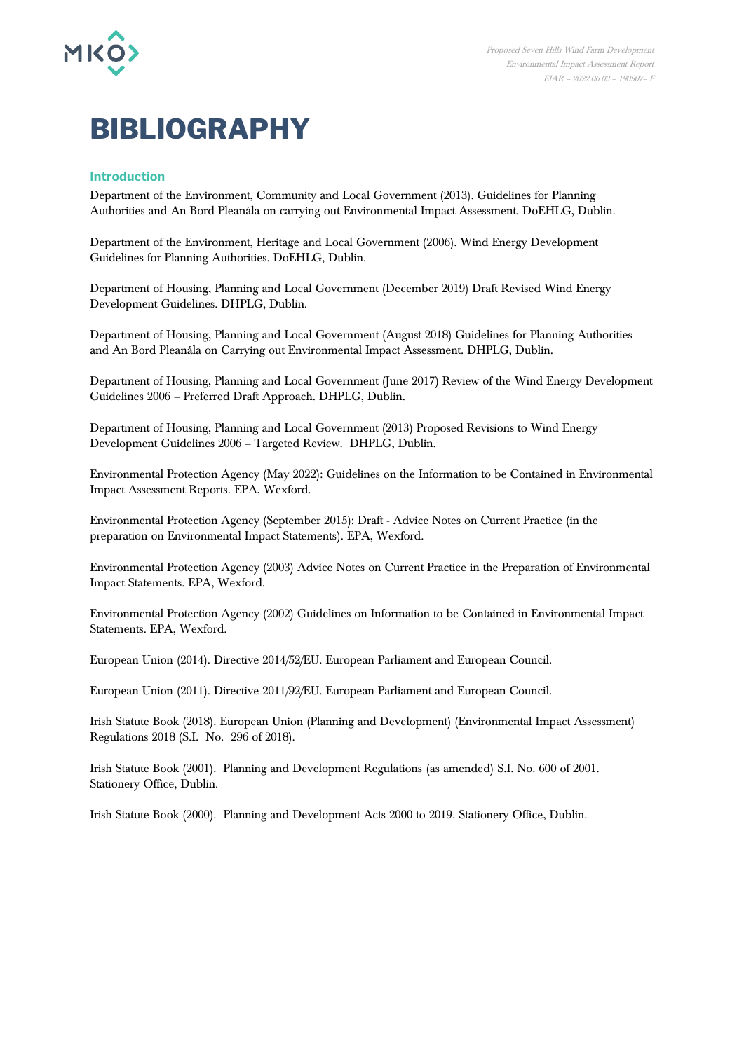# BIBLIOGRAPHY

## Introduction

Department of the Environment, Community and Local Government (2013). Guidelines for Planning Authorities and An Bord Pleanála on carrying out Environmental Impact Assessment. DoEHLG, Dublin.

Department of the Environment, Heritage and Local Government (2006). Wind Energy Development Guidelines for Planning Authorities. DoEHLG, Dublin.

Department of Housing, Planning and Local Government (December 2019) Draft Revised Wind Energy Development Guidelines. DHPLG, Dublin.

Department of Housing, Planning and Local Government (August 2018) Guidelines for Planning Authorities and An Bord Pleanála on Carrying out Environmental Impact Assessment. DHPLG, Dublin.

Department of Housing, Planning and Local Government (June 2017) Review of the Wind Energy Development Guidelines 2006 – Preferred Draft Approach. DHPLG, Dublin.

Department of Housing, Planning and Local Government (2013) Proposed Revisions to Wind Energy Development Guidelines 2006 – Targeted Review. DHPLG, Dublin.

Environmental Protection Agency (May 2022): Guidelines on the Information to be Contained in Environmental Impact Assessment Reports. EPA, Wexford.

Environmental Protection Agency (September 2015): Draft - Advice Notes on Current Practice (in the preparation on Environmental Impact Statements). EPA, Wexford.

Environmental Protection Agency (2003) Advice Notes on Current Practice in the Preparation of Environmental Impact Statements. EPA, Wexford.

Environmental Protection Agency (2002) Guidelines on Information to be Contained in Environmental Impact Statements. EPA, Wexford.

European Union (2014). Directive 2014/52/EU. European Parliament and European Council.

European Union (2011). Directive 2011/92/EU. European Parliament and European Council.

Irish Statute Book (2018). European Union (Planning and Development) (Environmental Impact Assessment) Regulations 2018 (S.I. No. 296 of 2018).

Irish Statute Book (2001). Planning and Development Regulations (as amended) S.I. No. 600 of 2001. Stationery Office, Dublin.

Irish Statute Book (2000). Planning and Development Acts 2000 to 2019. Stationery Office, Dublin.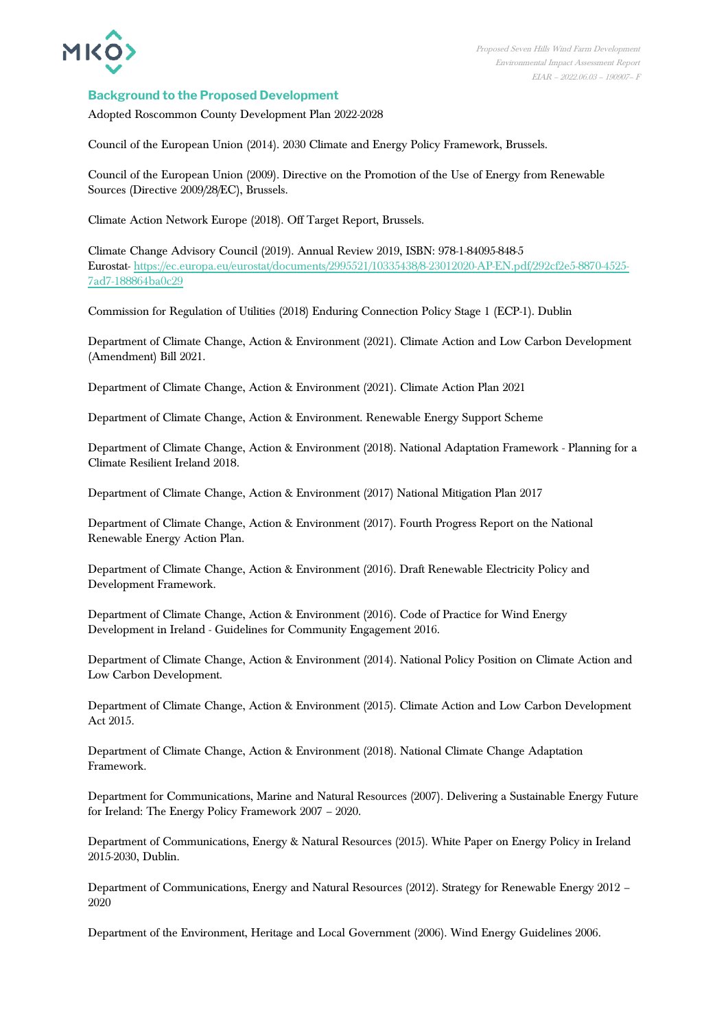### Background to the Proposed Development

Adopted Roscommon County Development Plan 2022-2028

Council of the European Union (2014). 2030 Climate and Energy Policy Framework, Brussels.

Council of the European Union (2009). Directive on the Promotion of the Use of Energy from Renewable Sources (Directive 2009/28/EC), Brussels.

Climate Action Network Europe (2018). Off Target Report, Brussels.

Climate Change Advisory Council (2019). Annual Review 2019, ISBN: 978-1-84095-848-5
Eurostat- https://ec.europa.eu/eurostat/documents/2995521/10335438/8-23012020-AP-EN.pdf/292cf2e5-8870-4525-7ad7-188864ba0c29

Commission for Regulation of Utilities (2018) Enduring Connection Policy Stage 1 (ECP-1). Dublin

Department of Climate Change, Action & Environment (2021). Climate Action and Low Carbon Development (Amendment) Bill 2021.

Department of Climate Change, Action & Environment (2021). Climate Action Plan 2021

Department of Climate Change, Action & Environment. Renewable Energy Support Scheme

Department of Climate Change, Action & Environment (2018). National Adaptation Framework - Planning for a Climate Resilient Ireland 2018.

Department of Climate Change, Action & Environment (2017) National Mitigation Plan 2017

Department of Climate Change, Action & Environment (2017). Fourth Progress Report on the National Renewable Energy Action Plan.

Department of Climate Change, Action & Environment (2016). Draft Renewable Electricity Policy and Development Framework.

Department of Climate Change, Action & Environment (2016). Code of Practice for Wind Energy Development in Ireland - Guidelines for Community Engagement 2016.

Department of Climate Change, Action & Environment (2014). National Policy Position on Climate Action and Low Carbon Development.

Department of Climate Change, Action & Environment (2015). Climate Action and Low Carbon Development Act 2015.

Department of Climate Change, Action & Environment (2018). National Climate Change Adaptation Framework.

Department for Communications, Marine and Natural Resources (2007). Delivering a Sustainable Energy Future for Ireland: The Energy Policy Framework 2007 – 2020.

Department of Communications, Energy & Natural Resources (2015). White Paper on Energy Policy in Ireland 2015-2030, Dublin.

Department of Communications, Energy and Natural Resources (2012). Strategy for Renewable Energy 2012 – 2020

Department of the Environment, Heritage and Local Government (2006). Wind Energy Guidelines 2006.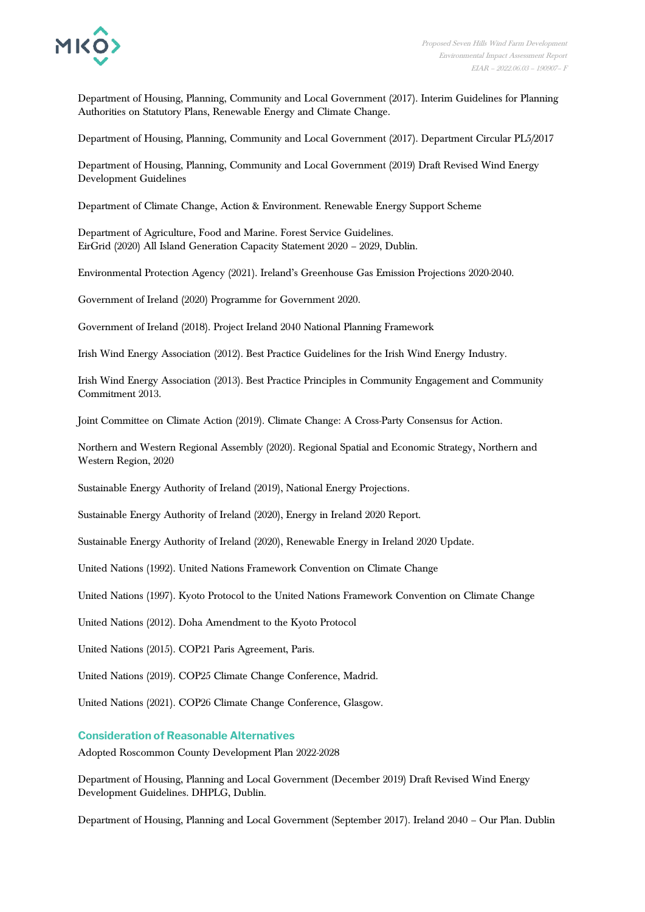Department of Housing, Planning, Community and Local Government (2017). Interim Guidelines for Planning Authorities on Statutory Plans, Renewable Energy and Climate Change.

Department of Housing, Planning, Community and Local Government (2017). Department Circular PL5/2017

Department of Housing, Planning, Community and Local Government (2019) Draft Revised Wind Energy Development Guidelines

Department of Climate Change, Action & Environment. Renewable Energy Support Scheme

Department of Agriculture, Food and Marine. Forest Service Guidelines.
EirGrid (2020) All Island Generation Capacity Statement 2020 – 2029, Dublin.

Environmental Protection Agency (2021). Ireland's Greenhouse Gas Emission Projections 2020-2040.

Government of Ireland (2020) Programme for Government 2020.

Government of Ireland (2018). Project Ireland 2040 National Planning Framework

Irish Wind Energy Association (2012). Best Practice Guidelines for the Irish Wind Energy Industry.

Irish Wind Energy Association (2013). Best Practice Principles in Community Engagement and Community Commitment 2013.

Joint Committee on Climate Action (2019). Climate Change: A Cross-Party Consensus for Action.

Northern and Western Regional Assembly (2020). Regional Spatial and Economic Strategy, Northern and Western Region, 2020

Sustainable Energy Authority of Ireland (2019), National Energy Projections.

Sustainable Energy Authority of Ireland (2020), Energy in Ireland 2020 Report.

Sustainable Energy Authority of Ireland (2020), Renewable Energy in Ireland 2020 Update.

United Nations (1992). United Nations Framework Convention on Climate Change

United Nations (1997). Kyoto Protocol to the United Nations Framework Convention on Climate Change

United Nations (2012). Doha Amendment to the Kyoto Protocol

United Nations (2015). COP21 Paris Agreement, Paris.

United Nations (2019). COP25 Climate Change Conference, Madrid.

United Nations (2021). COP26 Climate Change Conference, Glasgow.

## Consideration of Reasonable Alternatives

Adopted Roscommon County Development Plan 2022-2028

Department of Housing, Planning and Local Government (December 2019) Draft Revised Wind Energy Development Guidelines. DHPLG, Dublin.

Department of Housing, Planning and Local Government (September 2017). Ireland 2040 – Our Plan. Dublin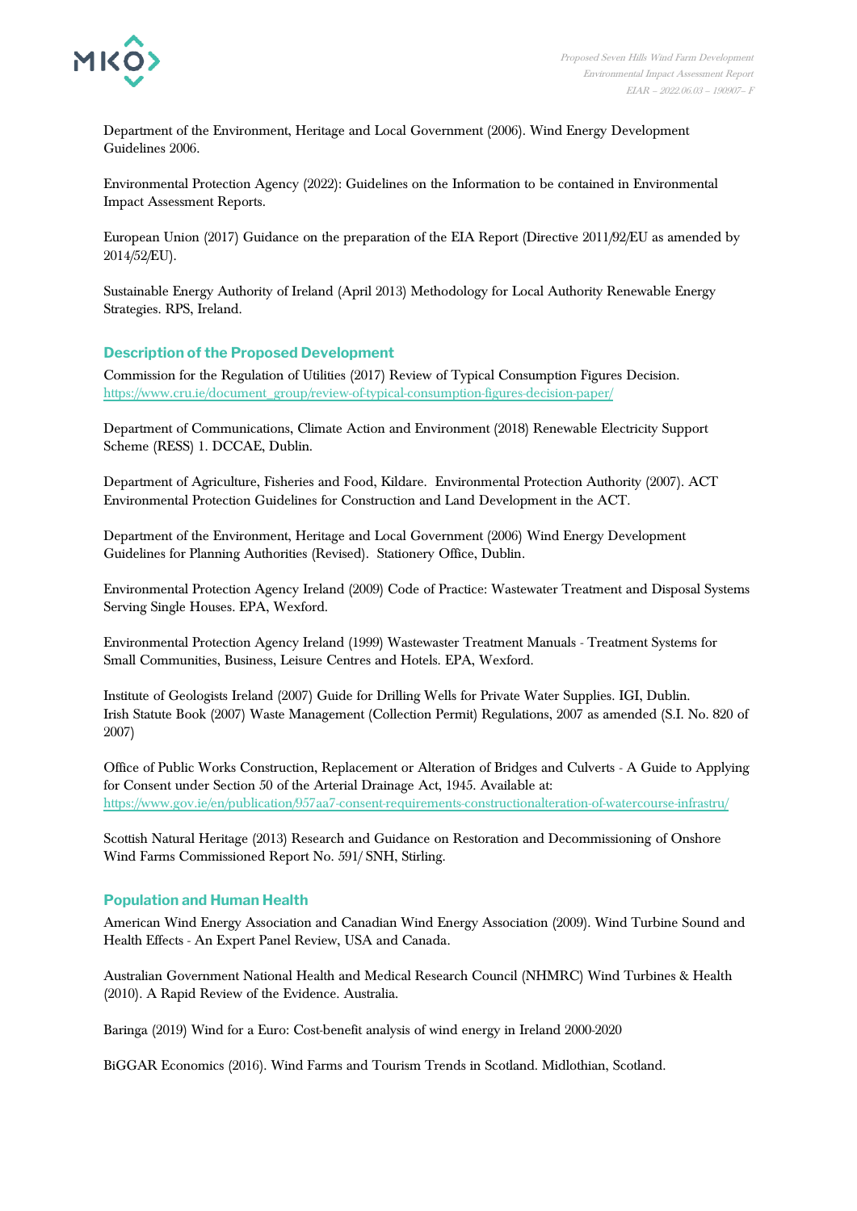Department of the Environment, Heritage and Local Government (2006). Wind Energy Development Guidelines 2006.

Environmental Protection Agency (2022): Guidelines on the Information to be contained in Environmental Impact Assessment Reports.

European Union (2017) Guidance on the preparation of the EIA Report (Directive 2011/92/EU as amended by 2014/52/EU).

Sustainable Energy Authority of Ireland (April 2013) Methodology for Local Authority Renewable Energy Strategies. RPS, Ireland.

### Description of the Proposed Development

Commission for the Regulation of Utilities (2017) Review of Typical Consumption Figures Decision. https://www.cru.ie/document_group/review-of-typical-consumption-figures-decision-paper/

Department of Communications, Climate Action and Environment (2018) Renewable Electricity Support Scheme (RESS) 1. DCCAE, Dublin.

Department of Agriculture, Fisheries and Food, Kildare. Environmental Protection Authority (2007). ACT Environmental Protection Guidelines for Construction and Land Development in the ACT.

Department of the Environment, Heritage and Local Government (2006) Wind Energy Development Guidelines for Planning Authorities (Revised). Stationery Office, Dublin.

Environmental Protection Agency Ireland (2009) Code of Practice: Wastewater Treatment and Disposal Systems Serving Single Houses. EPA, Wexford.

Environmental Protection Agency Ireland (1999) Wastewaster Treatment Manuals - Treatment Systems for Small Communities, Business, Leisure Centres and Hotels. EPA, Wexford.

Institute of Geologists Ireland (2007) Guide for Drilling Wells for Private Water Supplies. IGI, Dublin.
Irish Statute Book (2007) Waste Management (Collection Permit) Regulations, 2007 as amended (S.I. No. 820 of 2007)

Office of Public Works Construction, Replacement or Alteration of Bridges and Culverts - A Guide to Applying for Consent under Section 50 of the Arterial Drainage Act, 1945. Available at: https://www.gov.ie/en/publication/957aa7-consent-requirements-constructionalteration-of-watercourse-infrastru/

Scottish Natural Heritage (2013) Research and Guidance on Restoration and Decommissioning of Onshore Wind Farms Commissioned Report No. 591/ SNH, Stirling.

### Population and Human Health

American Wind Energy Association and Canadian Wind Energy Association (2009). Wind Turbine Sound and Health Effects - An Expert Panel Review, USA and Canada.

Australian Government National Health and Medical Research Council (NHMRC) Wind Turbines & Health (2010). A Rapid Review of the Evidence. Australia.

Baringa (2019) Wind for a Euro: Cost-benefit analysis of wind energy in Ireland 2000-2020

BiGGAR Economics (2016). Wind Farms and Tourism Trends in Scotland. Midlothian, Scotland.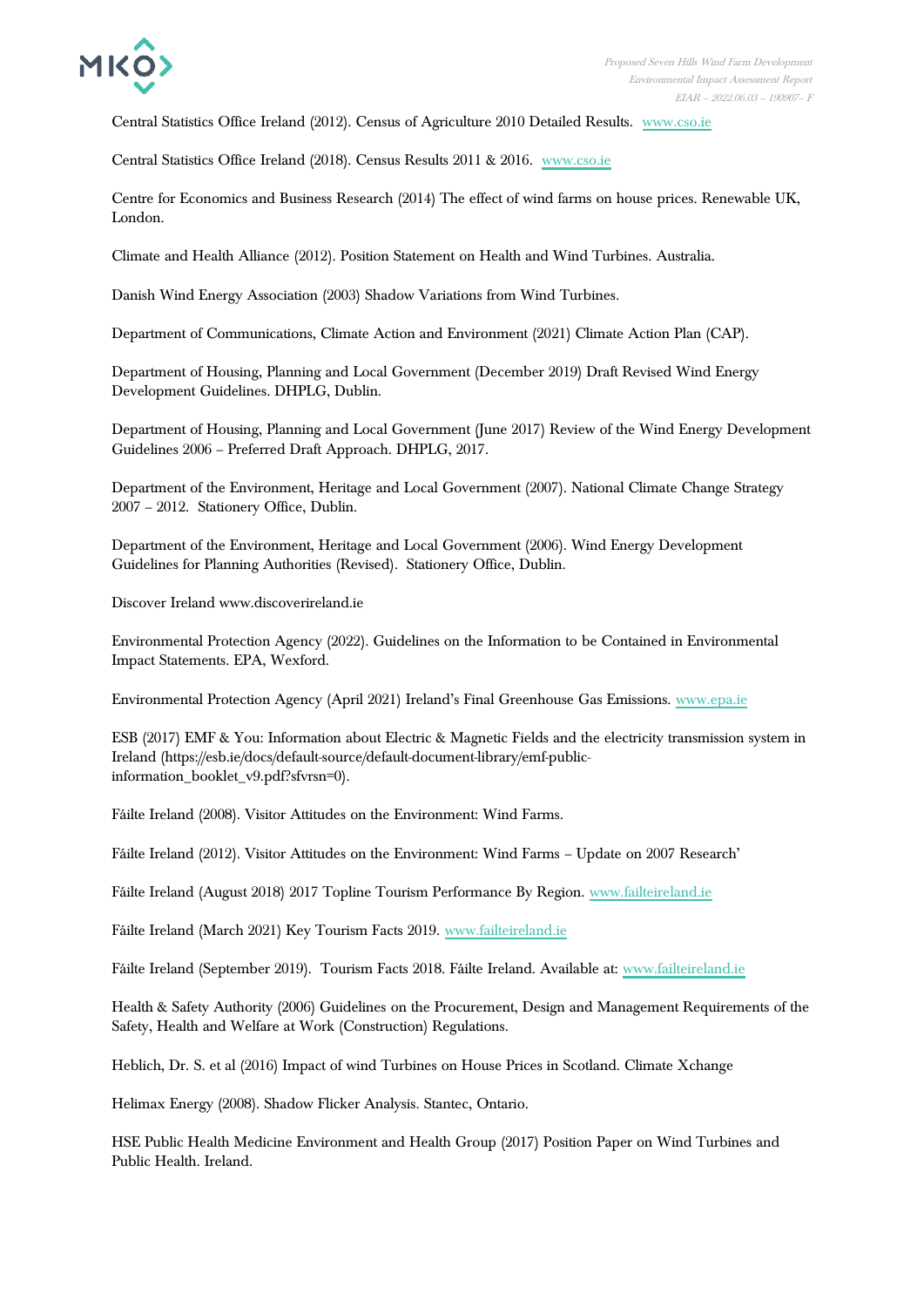Central Statistics Office Ireland (2012). Census of Agriculture 2010 Detailed Results. www.cso.ie

Central Statistics Office Ireland (2018). Census Results 2011 & 2016. www.cso.ie

Centre for Economics and Business Research (2014) The effect of wind farms on house prices. Renewable UK, London.

Climate and Health Alliance (2012). Position Statement on Health and Wind Turbines. Australia.

Danish Wind Energy Association (2003) Shadow Variations from Wind Turbines.

Department of Communications, Climate Action and Environment (2021) Climate Action Plan (CAP).

Department of Housing, Planning and Local Government (December 2019) Draft Revised Wind Energy Development Guidelines. DHPLG, Dublin.

Department of Housing, Planning and Local Government (June 2017) Review of the Wind Energy Development Guidelines 2006 – Preferred Draft Approach. DHPLG, 2017.

Department of the Environment, Heritage and Local Government (2007). National Climate Change Strategy 2007 – 2012. Stationery Office, Dublin.

Department of the Environment, Heritage and Local Government (2006). Wind Energy Development Guidelines for Planning Authorities (Revised). Stationery Office, Dublin.

Discover Ireland www.discoverireland.ie

Environmental Protection Agency (2022). Guidelines on the Information to be Contained in Environmental Impact Statements. EPA, Wexford.

Environmental Protection Agency (April 2021) Ireland's Final Greenhouse Gas Emissions. www.epa.ie

ESB (2017) EMF & You: Information about Electric & Magnetic Fields and the electricity transmission system in Ireland (https://esb.ie/docs/default-source/default-document-library/emf-public-information_booklet_v9.pdf?sfvrsn=0).

Fáilte Ireland (2008). Visitor Attitudes on the Environment: Wind Farms.

Fáilte Ireland (2012). Visitor Attitudes on the Environment: Wind Farms – Update on 2007 Research'

Fáilte Ireland (August 2018) 2017 Topline Tourism Performance By Region. www.failteireland.ie

Fáilte Ireland (March 2021) Key Tourism Facts 2019. www.failteireland.ie

Fáilte Ireland (September 2019). Tourism Facts 2018. Fáilte Ireland. Available at: www.failteireland.ie

Health & Safety Authority (2006) Guidelines on the Procurement, Design and Management Requirements of the Safety, Health and Welfare at Work (Construction) Regulations.

Heblich, Dr. S. et al (2016) Impact of wind Turbines on House Prices in Scotland. Climate Xchange

Helimax Energy (2008). Shadow Flicker Analysis. Stantec, Ontario.

HSE Public Health Medicine Environment and Health Group (2017) Position Paper on Wind Turbines and Public Health. Ireland.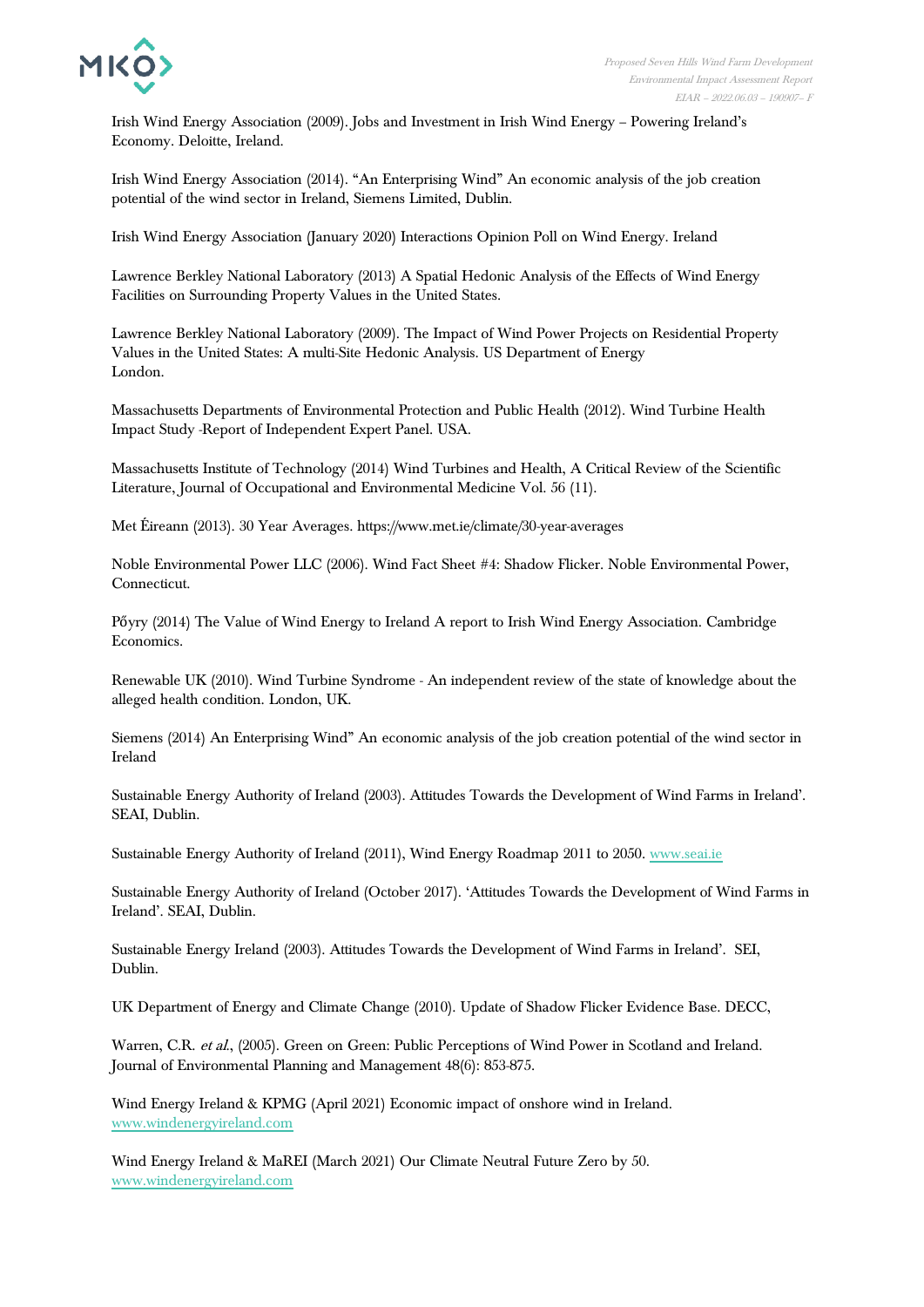Irish Wind Energy Association (2009). Jobs and Investment in Irish Wind Energy – Powering Ireland's Economy. Deloitte, Ireland.

Irish Wind Energy Association (2014). "An Enterprising Wind" An economic analysis of the job creation potential of the wind sector in Ireland, Siemens Limited, Dublin.

Irish Wind Energy Association (January 2020) Interactions Opinion Poll on Wind Energy. Ireland

Lawrence Berkley National Laboratory (2013) A Spatial Hedonic Analysis of the Effects of Wind Energy Facilities on Surrounding Property Values in the United States.

Lawrence Berkley National Laboratory (2009). The Impact of Wind Power Projects on Residential Property Values in the United States: A multi-Site Hedonic Analysis. US Department of Energy London.

Massachusetts Departments of Environmental Protection and Public Health (2012). Wind Turbine Health Impact Study -Report of Independent Expert Panel. USA.

Massachusetts Institute of Technology (2014) Wind Turbines and Health, A Critical Review of the Scientific Literature, Journal of Occupational and Environmental Medicine Vol. 56 (11).

Met Éireann (2013). 30 Year Averages. https://www.met.ie/climate/30-year-averages

Noble Environmental Power LLC (2006). Wind Fact Sheet #4: Shadow Flicker. Noble Environmental Power, Connecticut.

Pőyry (2014) The Value of Wind Energy to Ireland A report to Irish Wind Energy Association. Cambridge Economics.

Renewable UK (2010). Wind Turbine Syndrome - An independent review of the state of knowledge about the alleged health condition. London, UK.

Siemens (2014) An Enterprising Wind" An economic analysis of the job creation potential of the wind sector in Ireland

Sustainable Energy Authority of Ireland (2003). Attitudes Towards the Development of Wind Farms in Ireland'. SEAI, Dublin.

Sustainable Energy Authority of Ireland (2011), Wind Energy Roadmap 2011 to 2050. www.seai.ie

Sustainable Energy Authority of Ireland (October 2017). 'Attitudes Towards the Development of Wind Farms in Ireland'. SEAI, Dublin.

Sustainable Energy Ireland (2003). Attitudes Towards the Development of Wind Farms in Ireland'. SEI, Dublin.

UK Department of Energy and Climate Change (2010). Update of Shadow Flicker Evidence Base. DECC,

Warren, C.R. *et al.*, (2005). Green on Green: Public Perceptions of Wind Power in Scotland and Ireland. Journal of Environmental Planning and Management 48(6): 853-875.

Wind Energy Ireland & KPMG (April 2021) Economic impact of onshore wind in Ireland. www.windenergyireland.com

Wind Energy Ireland & MaREI (March 2021) Our Climate Neutral Future Zero by 50. www.windenergyireland.com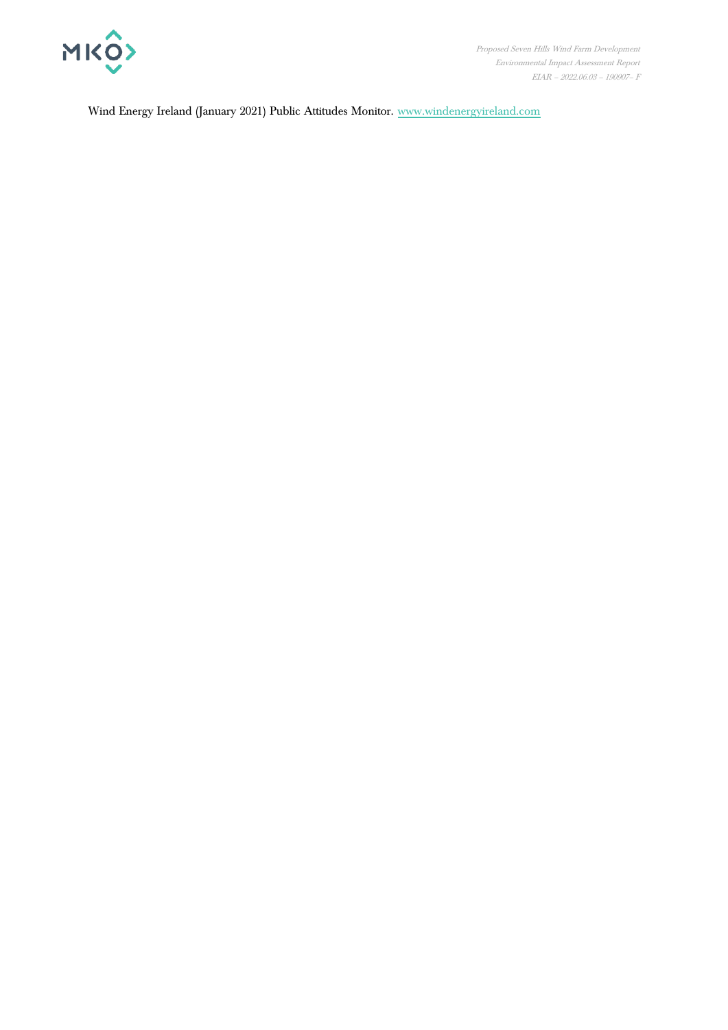Wind Energy Ireland (January 2021) Public Attitudes Monitor. www.windenergyireland.com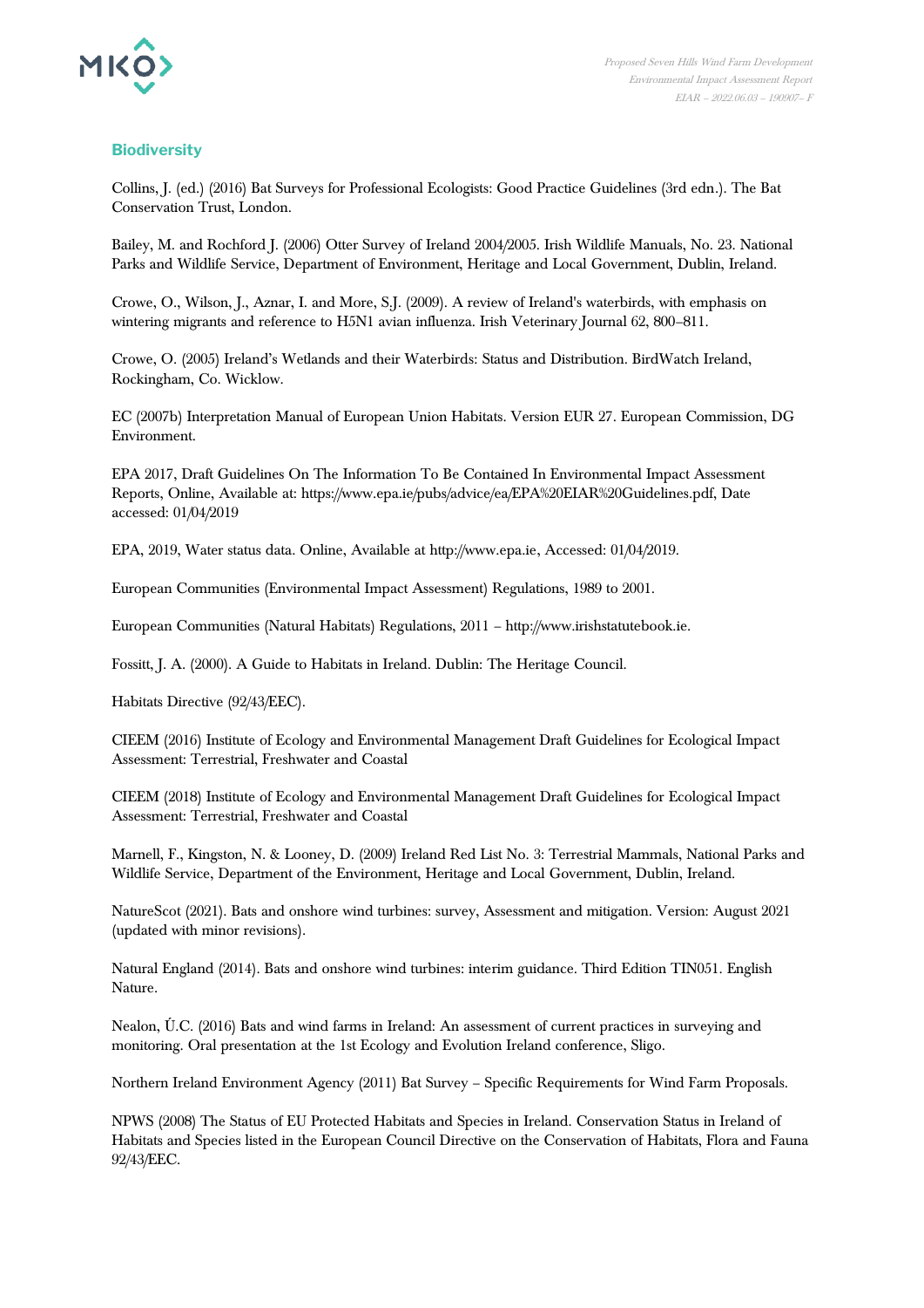### Biodiversity

Collins, J. (ed.) (2016) Bat Surveys for Professional Ecologists: Good Practice Guidelines (3rd edn.). The Bat Conservation Trust, London.

Bailey, M. and Rochford J. (2006) Otter Survey of Ireland 2004/2005. Irish Wildlife Manuals, No. 23. National Parks and Wildlife Service, Department of Environment, Heritage and Local Government, Dublin, Ireland.

Crowe, O., Wilson, J., Aznar, I. and More, S.J. (2009). A review of Ireland's waterbirds, with emphasis on wintering migrants and reference to H5N1 avian influenza. Irish Veterinary Journal 62, 800–811.

Crowe, O. (2005) Ireland's Wetlands and their Waterbirds: Status and Distribution. BirdWatch Ireland, Rockingham, Co. Wicklow.

EC (2007b) Interpretation Manual of European Union Habitats. Version EUR 27. European Commission, DG Environment.

EPA 2017, Draft Guidelines On The Information To Be Contained In Environmental Impact Assessment Reports, Online, Available at: https://www.epa.ie/pubs/advice/ea/EPA%20EIAR%20Guidelines.pdf, Date accessed: 01/04/2019

EPA, 2019, Water status data. Online, Available at http://www.epa.ie, Accessed: 01/04/2019.

European Communities (Environmental Impact Assessment) Regulations, 1989 to 2001.

European Communities (Natural Habitats) Regulations, 2011 – http://www.irishstatutebook.ie.

Fossitt, J. A. (2000). A Guide to Habitats in Ireland. Dublin: The Heritage Council.

Habitats Directive (92/43/EEC).

CIEEM (2016) Institute of Ecology and Environmental Management Draft Guidelines for Ecological Impact Assessment: Terrestrial, Freshwater and Coastal

CIEEM (2018) Institute of Ecology and Environmental Management Draft Guidelines for Ecological Impact Assessment: Terrestrial, Freshwater and Coastal

Marnell, F., Kingston, N. & Looney, D. (2009) Ireland Red List No. 3: Terrestrial Mammals, National Parks and Wildlife Service, Department of the Environment, Heritage and Local Government, Dublin, Ireland.

NatureScot (2021). Bats and onshore wind turbines: survey, Assessment and mitigation. Version: August 2021 (updated with minor revisions).

Natural England (2014). Bats and onshore wind turbines: interim guidance. Third Edition TIN051. English Nature.

Nealon, Ú.C. (2016) Bats and wind farms in Ireland: An assessment of current practices in surveying and monitoring. Oral presentation at the 1st Ecology and Evolution Ireland conference, Sligo.

Northern Ireland Environment Agency (2011) Bat Survey – Specific Requirements for Wind Farm Proposals.

NPWS (2008) The Status of EU Protected Habitats and Species in Ireland. Conservation Status in Ireland of Habitats and Species listed in the European Council Directive on the Conservation of Habitats, Flora and Fauna 92/43/EEC.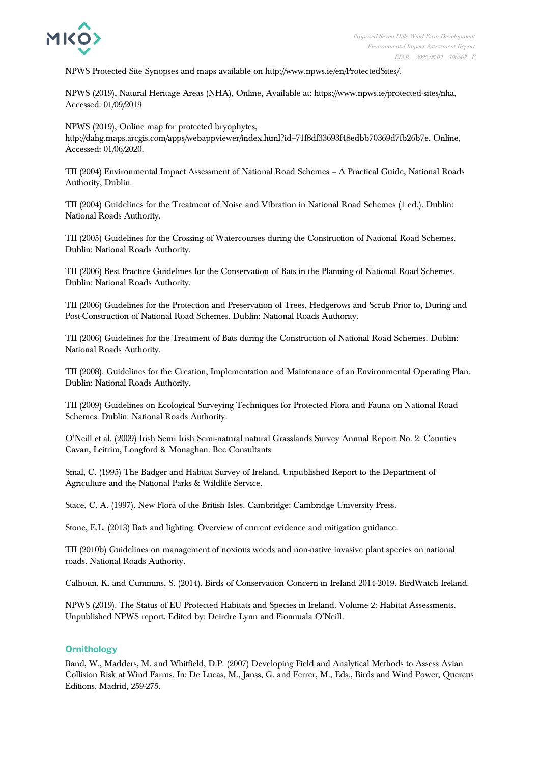NPWS Protected Site Synopses and maps available on http://www.npws.ie/en/ProtectedSites/.

NPWS (2019), Natural Heritage Areas (NHA), Online, Available at: https://www.npws.ie/protected-sites/nha, Accessed: 01/09/2019

NPWS (2019), Online map for protected bryophytes, http://dahg.maps.arcgis.com/apps/webappviewer/index.html?id=71f8df33693f48edbb70369d7fb26b7e, Online, Accessed: 01/06/2020.

TII (2004) Environmental Impact Assessment of National Road Schemes – A Practical Guide, National Roads Authority, Dublin.

TII (2004) Guidelines for the Treatment of Noise and Vibration in National Road Schemes (1 ed.). Dublin: National Roads Authority.

TII (2005) Guidelines for the Crossing of Watercourses during the Construction of National Road Schemes. Dublin: National Roads Authority.

TII (2006) Best Practice Guidelines for the Conservation of Bats in the Planning of National Road Schemes. Dublin: National Roads Authority.

TII (2006) Guidelines for the Protection and Preservation of Trees, Hedgerows and Scrub Prior to, During and Post-Construction of National Road Schemes. Dublin: National Roads Authority.

TII (2006) Guidelines for the Treatment of Bats during the Construction of National Road Schemes. Dublin: National Roads Authority.

TII (2008). Guidelines for the Creation, Implementation and Maintenance of an Environmental Operating Plan. Dublin: National Roads Authority.

TII (2009) Guidelines on Ecological Surveying Techniques for Protected Flora and Fauna on National Road Schemes. Dublin: National Roads Authority.

O'Neill et al. (2009) Irish Semi Irish Semi-natural natural Grasslands Survey Annual Report No. 2: Counties Cavan, Leitrim, Longford & Monaghan. Bec Consultants

Smal, C. (1995) The Badger and Habitat Survey of Ireland. Unpublished Report to the Department of Agriculture and the National Parks & Wildlife Service.

Stace, C. A. (1997). New Flora of the British Isles. Cambridge: Cambridge University Press.

Stone, E.L. (2013) Bats and lighting: Overview of current evidence and mitigation guidance.

TII (2010b) Guidelines on management of noxious weeds and non-native invasive plant species on national roads. National Roads Authority.

Calhoun, K. and Cummins, S. (2014). Birds of Conservation Concern in Ireland 2014-2019. BirdWatch Ireland.

NPWS (2019). The Status of EU Protected Habitats and Species in Ireland. Volume 2: Habitat Assessments. Unpublished NPWS report. Edited by: Deirdre Lynn and Fionnuala O'Neill.

### Ornithology

Band, W., Madders, M. and Whitfield, D.P. (2007) Developing Field and Analytical Methods to Assess Avian Collision Risk at Wind Farms. In: De Lucas, M., Janss, G. and Ferrer, M., Eds., Birds and Wind Power, Quercus Editions, Madrid, 259-275.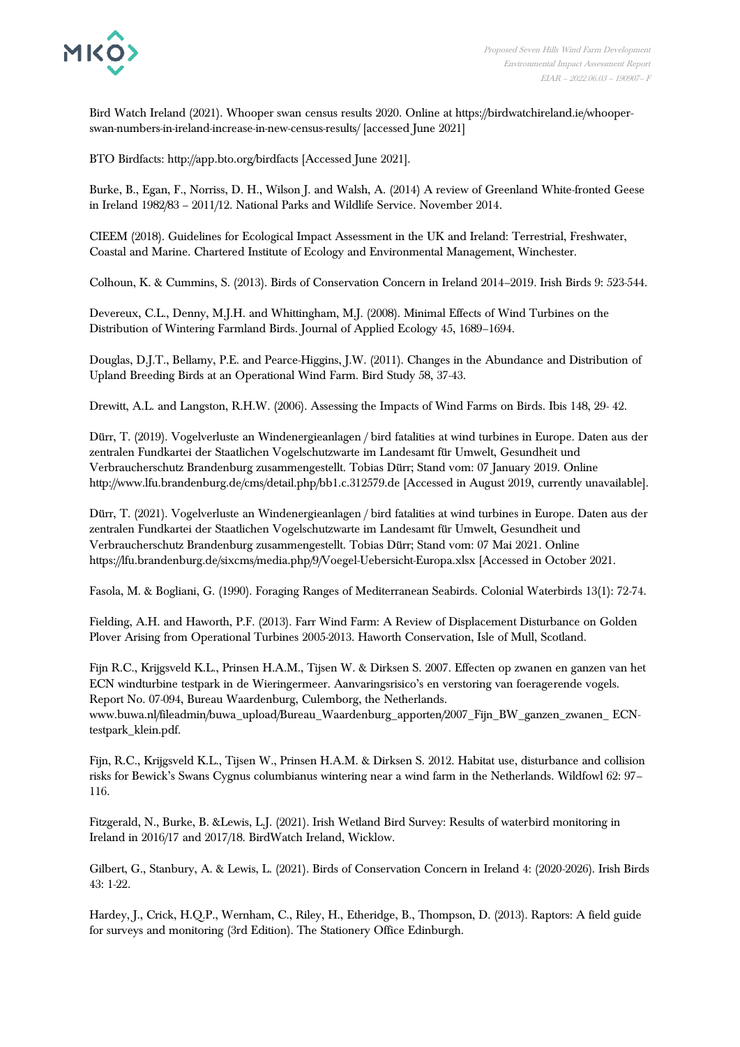Bird Watch Ireland (2021). Whooper swan census results 2020. Online at https://birdwatchireland.ie/whooper-swan-numbers-in-ireland-increase-in-new-census-results/ [accessed June 2021]

BTO Birdfacts: http://app.bto.org/birdfacts [Accessed June 2021].

Burke, B., Egan, F., Norriss, D. H., Wilson J. and Walsh, A. (2014) A review of Greenland White-fronted Geese in Ireland 1982/83 – 2011/12. National Parks and Wildlife Service. November 2014.

CIEEM (2018). Guidelines for Ecological Impact Assessment in the UK and Ireland: Terrestrial, Freshwater, Coastal and Marine. Chartered Institute of Ecology and Environmental Management, Winchester.

Colhoun, K. & Cummins, S. (2013). Birds of Conservation Concern in Ireland 2014–2019. Irish Birds 9: 523-544.

Devereux, C.L., Denny, M.J.H. and Whittingham, M.J. (2008). Minimal Effects of Wind Turbines on the Distribution of Wintering Farmland Birds. Journal of Applied Ecology 45, 1689–1694.

Douglas, D.J.T., Bellamy, P.E. and Pearce-Higgins, J.W. (2011). Changes in the Abundance and Distribution of Upland Breeding Birds at an Operational Wind Farm. Bird Study 58, 37-43.

Drewitt, A.L. and Langston, R.H.W. (2006). Assessing the Impacts of Wind Farms on Birds. Ibis 148, 29- 42.

Dürr, T. (2019). Vogelverluste an Windenergieanlagen / bird fatalities at wind turbines in Europe. Daten aus der zentralen Fundkartei der Staatlichen Vogelschutzwarte im Landesamt für Umwelt, Gesundheit und Verbraucherschutz Brandenburg zusammengestellt. Tobias Dürr; Stand vom: 07 January 2019. Online http://www.lfu.brandenburg.de/cms/detail.php/bb1.c.312579.de [Accessed in August 2019, currently unavailable].

Dürr, T. (2021). Vogelverluste an Windenergieanlagen / bird fatalities at wind turbines in Europe. Daten aus der zentralen Fundkartei der Staatlichen Vogelschutzwarte im Landesamt für Umwelt, Gesundheit und Verbraucherschutz Brandenburg zusammengestellt. Tobias Dürr; Stand vom: 07 Mai 2021. Online https://lfu.brandenburg.de/sixcms/media.php/9/Voegel-Uebersicht-Europa.xlsx [Accessed in October 2021.

Fasola, M. & Bogliani, G. (1990). Foraging Ranges of Mediterranean Seabirds. Colonial Waterbirds 13(1): 72-74.

Fielding, A.H. and Haworth, P.F. (2013). Farr Wind Farm: A Review of Displacement Disturbance on Golden Plover Arising from Operational Turbines 2005-2013. Haworth Conservation, Isle of Mull, Scotland.

Fijn R.C., Krijgsveld K.L., Prinsen H.A.M., Tijsen W. & Dirksen S. 2007. Effecten op zwanen en ganzen van het ECN windturbine testpark in de Wieringermeer. Aanvaringsrisico's en verstoring van foeragerende vogels. Report No. 07-094, Bureau Waardenburg, Culemborg, the Netherlands. www.buwa.nl/fileadmin/buwa_upload/Bureau_Waardenburg_apporten/2007_Fijn_BW_ganzen_zwanen_ ECN-testpark_klein.pdf.

Fijn, R.C., Krijgsveld K.L., Tijsen W., Prinsen H.A.M. & Dirksen S. 2012. Habitat use, disturbance and collision risks for Bewick's Swans Cygnus columbianus wintering near a wind farm in the Netherlands. Wildfowl 62: 97–116.

Fitzgerald, N., Burke, B. &Lewis, L.J. (2021). Irish Wetland Bird Survey: Results of waterbird monitoring in Ireland in 2016/17 and 2017/18. BirdWatch Ireland, Wicklow.

Gilbert, G., Stanbury, A. & Lewis, L. (2021). Birds of Conservation Concern in Ireland 4: (2020-2026). Irish Birds 43: 1-22.

Hardey, J., Crick, H.Q.P., Wernham, C., Riley, H., Etheridge, B., Thompson, D. (2013). Raptors: A field guide for surveys and monitoring (3rd Edition). The Stationery Office Edinburgh.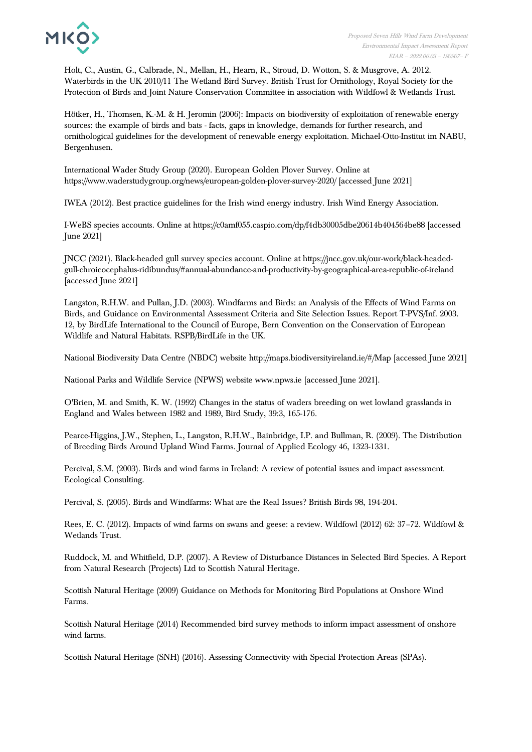Holt, C., Austin, G., Calbrade, N., Mellan, H., Hearn, R., Stroud, D. Wotton, S. & Musgrove, A. 2012. Waterbirds in the UK 2010/11 The Wetland Bird Survey. British Trust for Ornithology, Royal Society for the Protection of Birds and Joint Nature Conservation Committee in association with Wildfowl & Wetlands Trust.

Hötker, H., Thomsen, K.-M. & H. Jeromin (2006): Impacts on biodiversity of exploitation of renewable energy sources: the example of birds and bats - facts, gaps in knowledge, demands for further research, and ornithological guidelines for the development of renewable energy exploitation. Michael-Otto-Institut im NABU, Bergenhusen.

International Wader Study Group (2020). European Golden Plover Survey. Online at https://www.waderstudygroup.org/news/european-golden-plover-survey-2020/ [accessed June 2021]

IWEA (2012). Best practice guidelines for the Irish wind energy industry. Irish Wind Energy Association.

I-WeBS species accounts. Online at https://c0amf055.caspio.com/dp/f4db30005dbe20614b404564be88 [accessed June 2021]

JNCC (2021). Black-headed gull survey species account. Online at https://jncc.gov.uk/our-work/black-headed-gull-chroicocephalus-ridibundus/#annual-abundance-and-productivity-by-geographical-area-republic-of-ireland [accessed June 2021]

Langston, R.H.W. and Pullan, J.D. (2003). Windfarms and Birds: an Analysis of the Effects of Wind Farms on Birds, and Guidance on Environmental Assessment Criteria and Site Selection Issues. Report T-PVS/Inf. 2003. 12, by BirdLife International to the Council of Europe, Bern Convention on the Conservation of European Wildlife and Natural Habitats. RSPB/BirdLife in the UK.

National Biodiversity Data Centre (NBDC) website http://maps.biodiversityireland.ie/#/Map [accessed June 2021]

National Parks and Wildlife Service (NPWS) website www.npws.ie [accessed June 2021].

O'Brien, M. and Smith, K. W. (1992) Changes in the status of waders breeding on wet lowland grasslands in England and Wales between 1982 and 1989, Bird Study, 39:3, 165-176.

Pearce-Higgins, J.W., Stephen, L., Langston, R.H.W., Bainbridge, I.P. and Bullman, R. (2009). The Distribution of Breeding Birds Around Upland Wind Farms. Journal of Applied Ecology 46, 1323-1331.

Percival, S.M. (2003). Birds and wind farms in Ireland: A review of potential issues and impact assessment. Ecological Consulting.

Percival, S. (2005). Birds and Windfarms: What are the Real Issues? British Birds 98, 194-204.

Rees, E. C. (2012). Impacts of wind farms on swans and geese: a review. Wildfowl (2012) 62: 37–72. Wildfowl & Wetlands Trust.

Ruddock, M. and Whitfield, D.P. (2007). A Review of Disturbance Distances in Selected Bird Species. A Report from Natural Research (Projects) Ltd to Scottish Natural Heritage.

Scottish Natural Heritage (2009) Guidance on Methods for Monitoring Bird Populations at Onshore Wind Farms.

Scottish Natural Heritage (2014) Recommended bird survey methods to inform impact assessment of onshore wind farms.

Scottish Natural Heritage (SNH) (2016). Assessing Connectivity with Special Protection Areas (SPAs).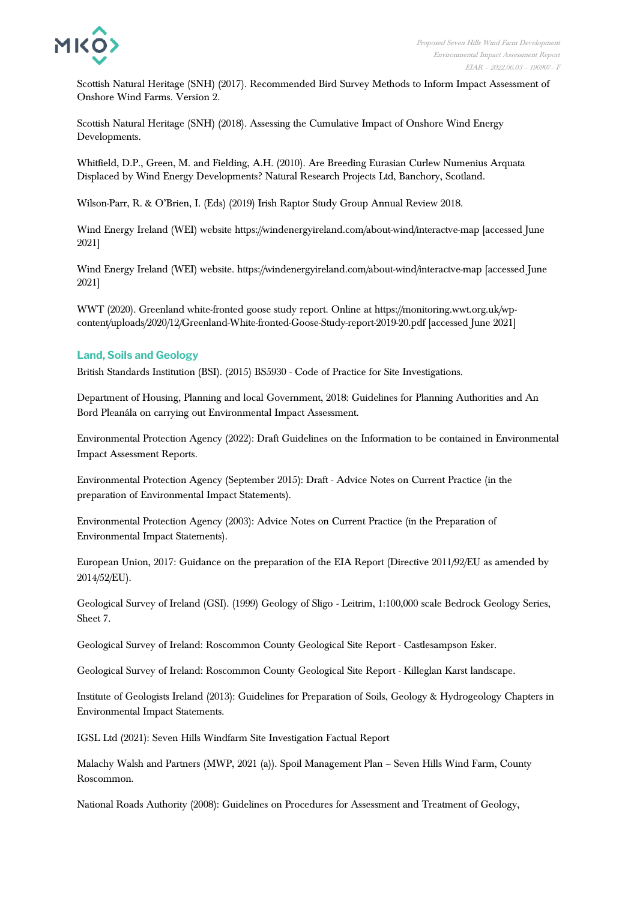Scottish Natural Heritage (SNH) (2017). Recommended Bird Survey Methods to Inform Impact Assessment of Onshore Wind Farms. Version 2.

Scottish Natural Heritage (SNH) (2018). Assessing the Cumulative Impact of Onshore Wind Energy Developments.

Whitfield, D.P., Green, M. and Fielding, A.H. (2010). Are Breeding Eurasian Curlew Numenius Arquata Displaced by Wind Energy Developments? Natural Research Projects Ltd, Banchory, Scotland.

Wilson-Parr, R. & O'Brien, I. (Eds) (2019) Irish Raptor Study Group Annual Review 2018.

Wind Energy Ireland (WEI) website https://windenergyireland.com/about-wind/interactve-map [accessed June 2021]

Wind Energy Ireland (WEI) website. https://windenergyireland.com/about-wind/interactve-map [accessed June 2021]

WWT (2020). Greenland white-fronted goose study report. Online at https://monitoring.wwt.org.uk/wp-content/uploads/2020/12/Greenland-White-fronted-Goose-Study-report-2019-20.pdf [accessed June 2021]

### Land, Soils and Geology

British Standards Institution (BSI). (2015) BS5930 - Code of Practice for Site Investigations.

Department of Housing, Planning and local Government, 2018: Guidelines for Planning Authorities and An Bord Pleanála on carrying out Environmental Impact Assessment.

Environmental Protection Agency (2022): Draft Guidelines on the Information to be contained in Environmental Impact Assessment Reports.

Environmental Protection Agency (September 2015): Draft - Advice Notes on Current Practice (in the preparation of Environmental Impact Statements).

Environmental Protection Agency (2003): Advice Notes on Current Practice (in the Preparation of Environmental Impact Statements).

European Union, 2017: Guidance on the preparation of the EIA Report (Directive 2011/92/EU as amended by 2014/52/EU).

Geological Survey of Ireland (GSI). (1999) Geology of Sligo - Leitrim, 1:100,000 scale Bedrock Geology Series, Sheet 7.

Geological Survey of Ireland: Roscommon County Geological Site Report - Castlesampson Esker.

Geological Survey of Ireland: Roscommon County Geological Site Report - Killeglan Karst landscape.

Institute of Geologists Ireland (2013): Guidelines for Preparation of Soils, Geology & Hydrogeology Chapters in Environmental Impact Statements.

IGSL Ltd (2021): Seven Hills Windfarm Site Investigation Factual Report

Malachy Walsh and Partners (MWP, 2021 (a)). Spoil Management Plan – Seven Hills Wind Farm, County Roscommon.

National Roads Authority (2008): Guidelines on Procedures for Assessment and Treatment of Geology,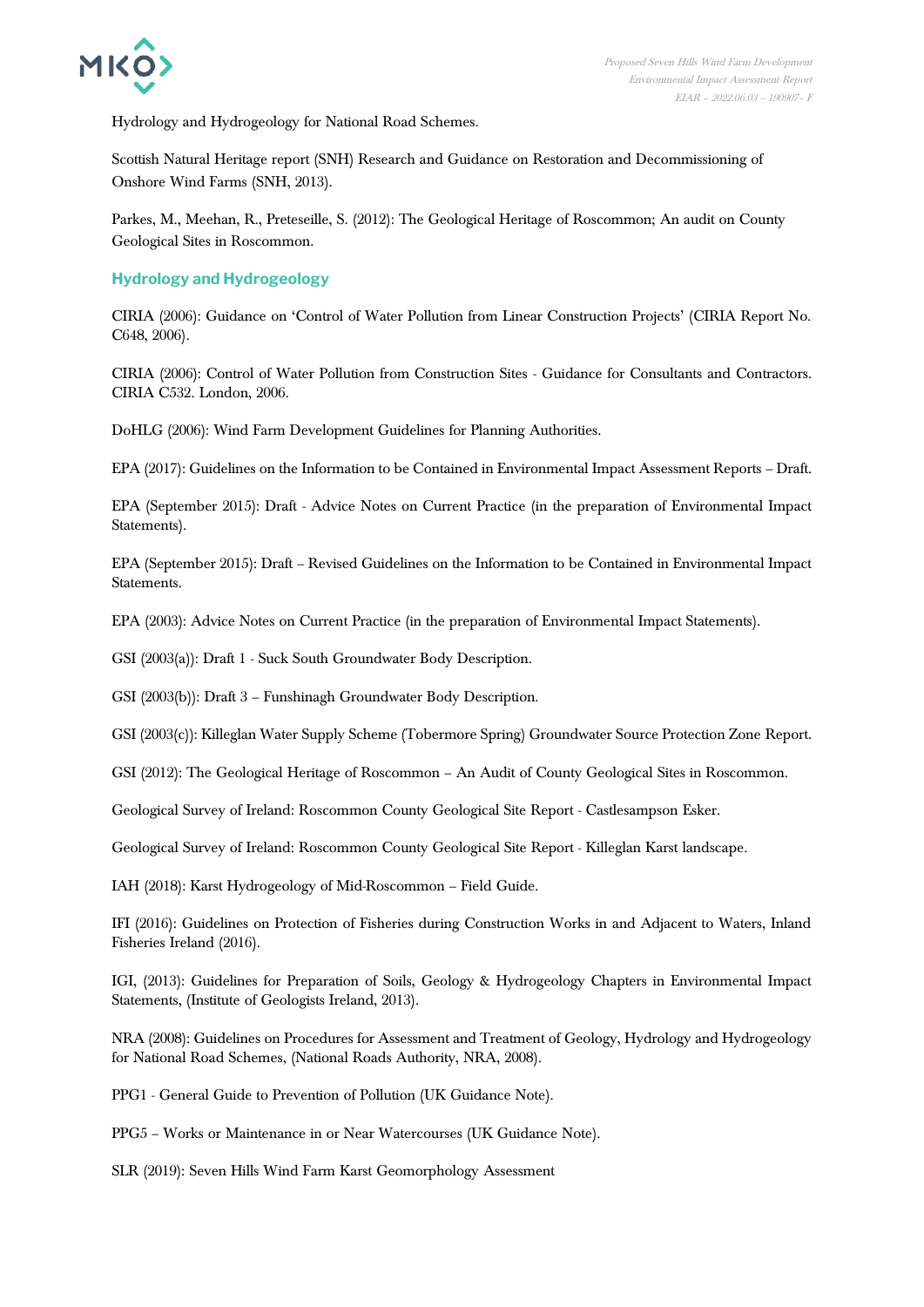Hydrology and Hydrogeology for National Road Schemes.

Scottish Natural Heritage report (SNH) Research and Guidance on Restoration and Decommissioning of Onshore Wind Farms (SNH, 2013).

Parkes, M., Meehan, R., Preteseille, S. (2012): The Geological Heritage of Roscommon; An audit on County Geological Sites in Roscommon.

### Hydrology and Hydrogeology

CIRIA (2006): Guidance on 'Control of Water Pollution from Linear Construction Projects' (CIRIA Report No. C648, 2006).

CIRIA (2006): Control of Water Pollution from Construction Sites - Guidance for Consultants and Contractors. CIRIA C532. London, 2006.

DoHLG (2006): Wind Farm Development Guidelines for Planning Authorities.

EPA (2017): Guidelines on the Information to be Contained in Environmental Impact Assessment Reports – Draft.

EPA (September 2015): Draft - Advice Notes on Current Practice (in the preparation of Environmental Impact Statements).

EPA (September 2015): Draft – Revised Guidelines on the Information to be Contained in Environmental Impact Statements.

EPA (2003): Advice Notes on Current Practice (in the preparation of Environmental Impact Statements).

GSI (2003(a)): Draft 1 - Suck South Groundwater Body Description.

GSI (2003(b)): Draft 3 – Funshinagh Groundwater Body Description.

GSI (2003(c)): Killeglan Water Supply Scheme (Tobermore Spring) Groundwater Source Protection Zone Report.

GSI (2012): The Geological Heritage of Roscommon – An Audit of County Geological Sites in Roscommon.

Geological Survey of Ireland: Roscommon County Geological Site Report - Castlesampson Esker.

Geological Survey of Ireland: Roscommon County Geological Site Report - Killeglan Karst landscape.

IAH (2018): Karst Hydrogeology of Mid-Roscommon – Field Guide.

IFI (2016): Guidelines on Protection of Fisheries during Construction Works in and Adjacent to Waters, Inland Fisheries Ireland (2016).

IGI, (2013): Guidelines for Preparation of Soils, Geology & Hydrogeology Chapters in Environmental Impact Statements, (Institute of Geologists Ireland, 2013).

NRA (2008): Guidelines on Procedures for Assessment and Treatment of Geology, Hydrology and Hydrogeology for National Road Schemes, (National Roads Authority, NRA, 2008).

PPG1 - General Guide to Prevention of Pollution (UK Guidance Note).

PPG5 – Works or Maintenance in or Near Watercourses (UK Guidance Note).

SLR (2019): Seven Hills Wind Farm Karst Geomorphology Assessment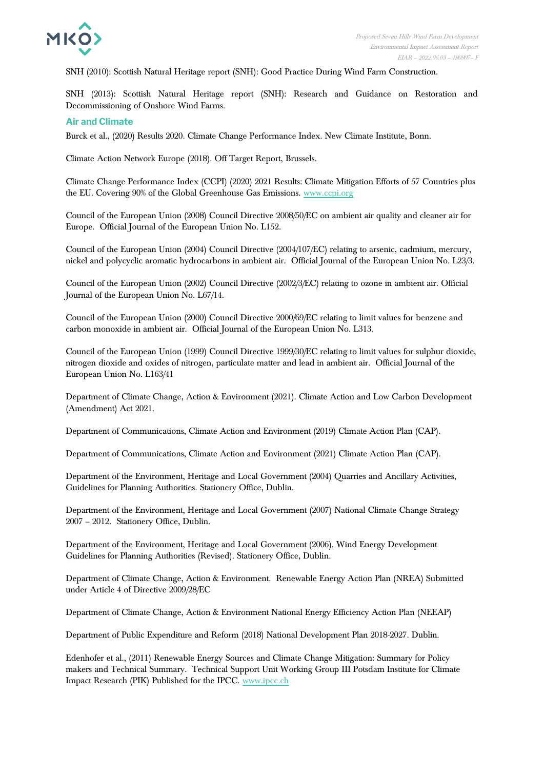SNH (2010): Scottish Natural Heritage report (SNH): Good Practice During Wind Farm Construction.

SNH (2013): Scottish Natural Heritage report (SNH): Research and Guidance on Restoration and Decommissioning of Onshore Wind Farms.

## Air and Climate

Burck et al., (2020) Results 2020. Climate Change Performance Index. New Climate Institute, Bonn.

Climate Action Network Europe (2018). Off Target Report, Brussels.

Climate Change Performance Index (CCPI) (2020) 2021 Results: Climate Mitigation Efforts of 57 Countries plus the EU. Covering 90% of the Global Greenhouse Gas Emissions. www.ccpi.org

Council of the European Union (2008) Council Directive 2008/50/EC on ambient air quality and cleaner air for Europe. Official Journal of the European Union No. L152.

Council of the European Union (2004) Council Directive (2004/107/EC) relating to arsenic, cadmium, mercury, nickel and polycyclic aromatic hydrocarbons in ambient air. Official Journal of the European Union No. L23/3.

Council of the European Union (2002) Council Directive (2002/3/EC) relating to ozone in ambient air. Official Journal of the European Union No. L67/14.

Council of the European Union (2000) Council Directive 2000/69/EC relating to limit values for benzene and carbon monoxide in ambient air. Official Journal of the European Union No. L313.

Council of the European Union (1999) Council Directive 1999/30/EC relating to limit values for sulphur dioxide, nitrogen dioxide and oxides of nitrogen, particulate matter and lead in ambient air. Official Journal of the European Union No. L163/41

Department of Climate Change, Action & Environment (2021). Climate Action and Low Carbon Development (Amendment) Act 2021.

Department of Communications, Climate Action and Environment (2019) Climate Action Plan (CAP).

Department of Communications, Climate Action and Environment (2021) Climate Action Plan (CAP).

Department of the Environment, Heritage and Local Government (2004) Quarries and Ancillary Activities, Guidelines for Planning Authorities. Stationery Office, Dublin.

Department of the Environment, Heritage and Local Government (2007) National Climate Change Strategy 2007 – 2012. Stationery Office, Dublin.

Department of the Environment, Heritage and Local Government (2006). Wind Energy Development Guidelines for Planning Authorities (Revised). Stationery Office, Dublin.

Department of Climate Change, Action & Environment. Renewable Energy Action Plan (NREA) Submitted under Article 4 of Directive 2009/28/EC

Department of Climate Change, Action & Environment National Energy Efficiency Action Plan (NEEAP)

Department of Public Expenditure and Reform (2018) National Development Plan 2018-2027. Dublin.

Edenhofer et al., (2011) Renewable Energy Sources and Climate Change Mitigation: Summary for Policy makers and Technical Summary. Technical Support Unit Working Group III Potsdam Institute for Climate Impact Research (PIK) Published for the IPCC. www.ipcc.ch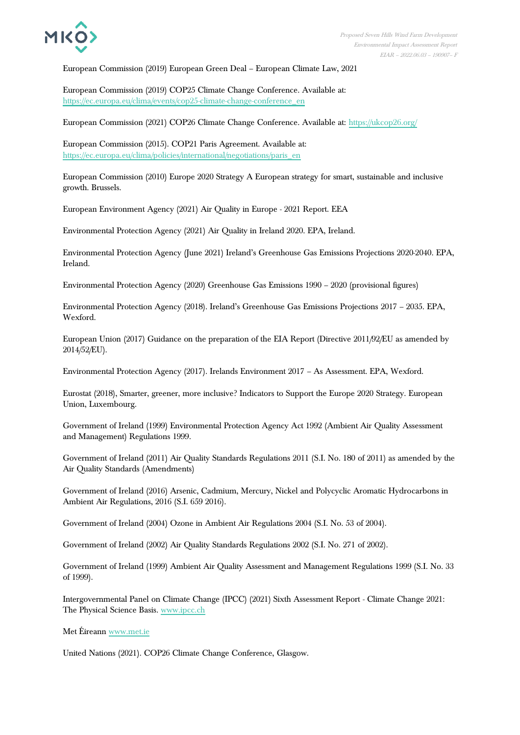European Commission (2019) European Green Deal – European Climate Law, 2021

European Commission (2019) COP25 Climate Change Conference. Available at: https://ec.europa.eu/clima/events/cop25-climate-change-conference_en

European Commission (2021) COP26 Climate Change Conference. Available at: https://ukcop26.org/

European Commission (2015). COP21 Paris Agreement. Available at: https://ec.europa.eu/clima/policies/international/negotiations/paris_en

European Commission (2010) Europe 2020 Strategy A European strategy for smart, sustainable and inclusive growth. Brussels.

European Environment Agency (2021) Air Quality in Europe - 2021 Report. EEA

Environmental Protection Agency (2021) Air Quality in Ireland 2020. EPA, Ireland.

Environmental Protection Agency (June 2021) Ireland's Greenhouse Gas Emissions Projections 2020-2040. EPA, Ireland.

Environmental Protection Agency (2020) Greenhouse Gas Emissions 1990 – 2020 (provisional figures)

Environmental Protection Agency (2018). Ireland's Greenhouse Gas Emissions Projections 2017 – 2035. EPA, Wexford.

European Union (2017) Guidance on the preparation of the EIA Report (Directive 2011/92/EU as amended by 2014/52/EU).

Environmental Protection Agency (2017). Irelands Environment 2017 – As Assessment. EPA, Wexford.

Eurostat (2018), Smarter, greener, more inclusive? Indicators to Support the Europe 2020 Strategy. European Union, Luxembourg.

Government of Ireland (1999) Environmental Protection Agency Act 1992 (Ambient Air Quality Assessment and Management) Regulations 1999.

Government of Ireland (2011) Air Quality Standards Regulations 2011 (S.I. No. 180 of 2011) as amended by the Air Quality Standards (Amendments)

Government of Ireland (2016) Arsenic, Cadmium, Mercury, Nickel and Polycyclic Aromatic Hydrocarbons in Ambient Air Regulations, 2016 (S.I. 659 2016).

Government of Ireland (2004) Ozone in Ambient Air Regulations 2004 (S.I. No. 53 of 2004).

Government of Ireland (2002) Air Quality Standards Regulations 2002 (S.I. No. 271 of 2002).

Government of Ireland (1999) Ambient Air Quality Assessment and Management Regulations 1999 (S.I. No. 33 of 1999).

Intergovernmental Panel on Climate Change (IPCC) (2021) Sixth Assessment Report - Climate Change 2021: The Physical Science Basis. www.ipcc.ch

Met Éireann www.met.ie

United Nations (2021). COP26 Climate Change Conference, Glasgow.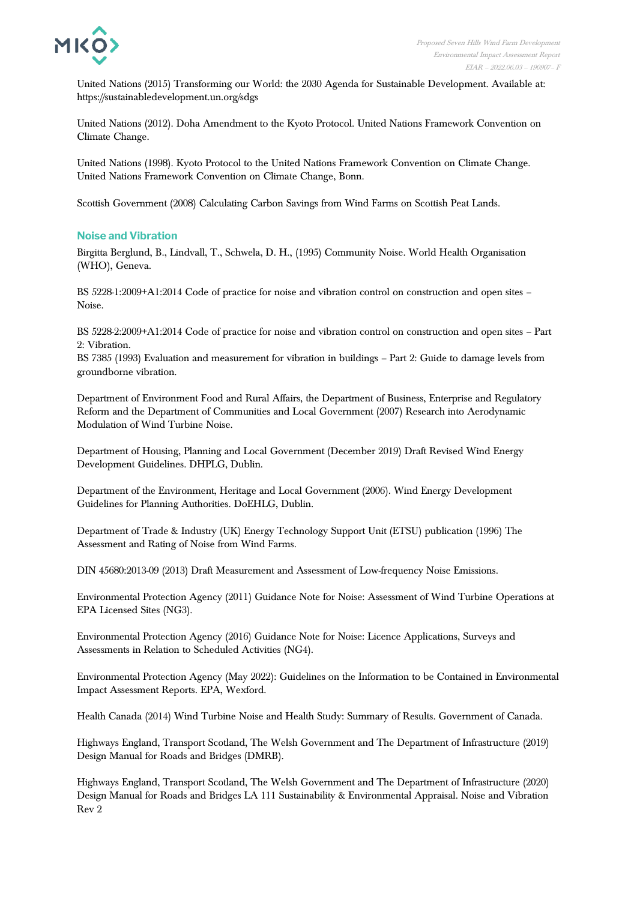United Nations (2015) Transforming our World: the 2030 Agenda for Sustainable Development. Available at: https://sustainabledevelopment.un.org/sdgs

United Nations (2012). Doha Amendment to the Kyoto Protocol. United Nations Framework Convention on Climate Change.

United Nations (1998). Kyoto Protocol to the United Nations Framework Convention on Climate Change. United Nations Framework Convention on Climate Change, Bonn.

Scottish Government (2008) Calculating Carbon Savings from Wind Farms on Scottish Peat Lands.

### Noise and Vibration

Birgitta Berglund, B., Lindvall, T., Schwela, D. H., (1995) Community Noise. World Health Organisation (WHO), Geneva.

BS 5228-1:2009+A1:2014 Code of practice for noise and vibration control on construction and open sites – Noise.

BS 5228-2:2009+A1:2014 Code of practice for noise and vibration control on construction and open sites – Part 2: Vibration.

BS 7385 (1993) Evaluation and measurement for vibration in buildings – Part 2: Guide to damage levels from groundborne vibration.

Department of Environment Food and Rural Affairs, the Department of Business, Enterprise and Regulatory Reform and the Department of Communities and Local Government (2007) Research into Aerodynamic Modulation of Wind Turbine Noise.

Department of Housing, Planning and Local Government (December 2019) Draft Revised Wind Energy Development Guidelines. DHPLG, Dublin.

Department of the Environment, Heritage and Local Government (2006). Wind Energy Development Guidelines for Planning Authorities. DoEHLG, Dublin.

Department of Trade & Industry (UK) Energy Technology Support Unit (ETSU) publication (1996) The Assessment and Rating of Noise from Wind Farms.

DIN 45680:2013-09 (2013) Draft Measurement and Assessment of Low-frequency Noise Emissions.

Environmental Protection Agency (2011) Guidance Note for Noise: Assessment of Wind Turbine Operations at EPA Licensed Sites (NG3).

Environmental Protection Agency (2016) Guidance Note for Noise: Licence Applications, Surveys and Assessments in Relation to Scheduled Activities (NG4).

Environmental Protection Agency (May 2022): Guidelines on the Information to be Contained in Environmental Impact Assessment Reports. EPA, Wexford.

Health Canada (2014) Wind Turbine Noise and Health Study: Summary of Results. Government of Canada.

Highways England, Transport Scotland, The Welsh Government and The Department of Infrastructure (2019) Design Manual for Roads and Bridges (DMRB).

Highways England, Transport Scotland, The Welsh Government and The Department of Infrastructure (2020) Design Manual for Roads and Bridges LA 111 Sustainability & Environmental Appraisal. Noise and Vibration Rev 2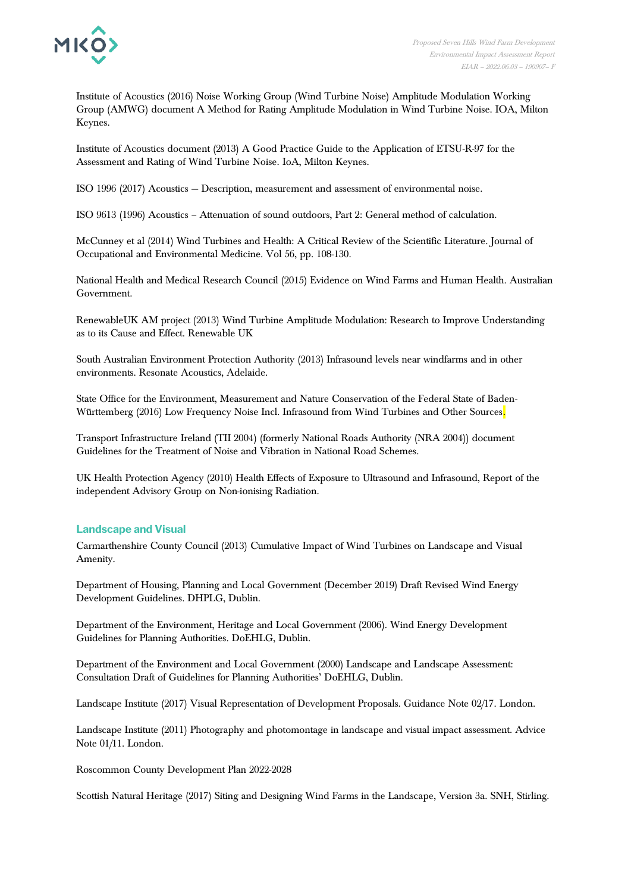Institute of Acoustics (2016) Noise Working Group (Wind Turbine Noise) Amplitude Modulation Working Group (AMWG) document A Method for Rating Amplitude Modulation in Wind Turbine Noise. IOA, Milton Keynes.

Institute of Acoustics document (2013) A Good Practice Guide to the Application of ETSU-R-97 for the Assessment and Rating of Wind Turbine Noise. IoA, Milton Keynes.

ISO 1996 (2017) Acoustics – Description, measurement and assessment of environmental noise.

ISO 9613 (1996) Acoustics – Attenuation of sound outdoors, Part 2: General method of calculation.

McCunney et al (2014) Wind Turbines and Health: A Critical Review of the Scientific Literature. Journal of Occupational and Environmental Medicine. Vol 56, pp. 108-130.

National Health and Medical Research Council (2015) Evidence on Wind Farms and Human Health. Australian Government.

RenewableUK AM project (2013) Wind Turbine Amplitude Modulation: Research to Improve Understanding as to its Cause and Effect. Renewable UK

South Australian Environment Protection Authority (2013) Infrasound levels near windfarms and in other environments. Resonate Acoustics, Adelaide.

State Office for the Environment, Measurement and Nature Conservation of the Federal State of Baden-Württemberg (2016) Low Frequency Noise Incl. Infrasound from Wind Turbines and Other Sources.

Transport Infrastructure Ireland (TII 2004) (formerly National Roads Authority (NRA 2004)) document Guidelines for the Treatment of Noise and Vibration in National Road Schemes.

UK Health Protection Agency (2010) Health Effects of Exposure to Ultrasound and Infrasound, Report of the independent Advisory Group on Non-ionising Radiation.

## Landscape and Visual

Carmarthenshire County Council (2013) Cumulative Impact of Wind Turbines on Landscape and Visual Amenity.

Department of Housing, Planning and Local Government (December 2019) Draft Revised Wind Energy Development Guidelines. DHPLG, Dublin.

Department of the Environment, Heritage and Local Government (2006). Wind Energy Development Guidelines for Planning Authorities. DoEHLG, Dublin.

Department of the Environment and Local Government (2000) Landscape and Landscape Assessment: Consultation Draft of Guidelines for Planning Authorities' DoEHLG, Dublin.

Landscape Institute (2017) Visual Representation of Development Proposals. Guidance Note 02/17. London.

Landscape Institute (2011) Photography and photomontage in landscape and visual impact assessment. Advice Note 01/11. London.

Roscommon County Development Plan 2022-2028

Scottish Natural Heritage (2017) Siting and Designing Wind Farms in the Landscape, Version 3a. SNH, Stirling.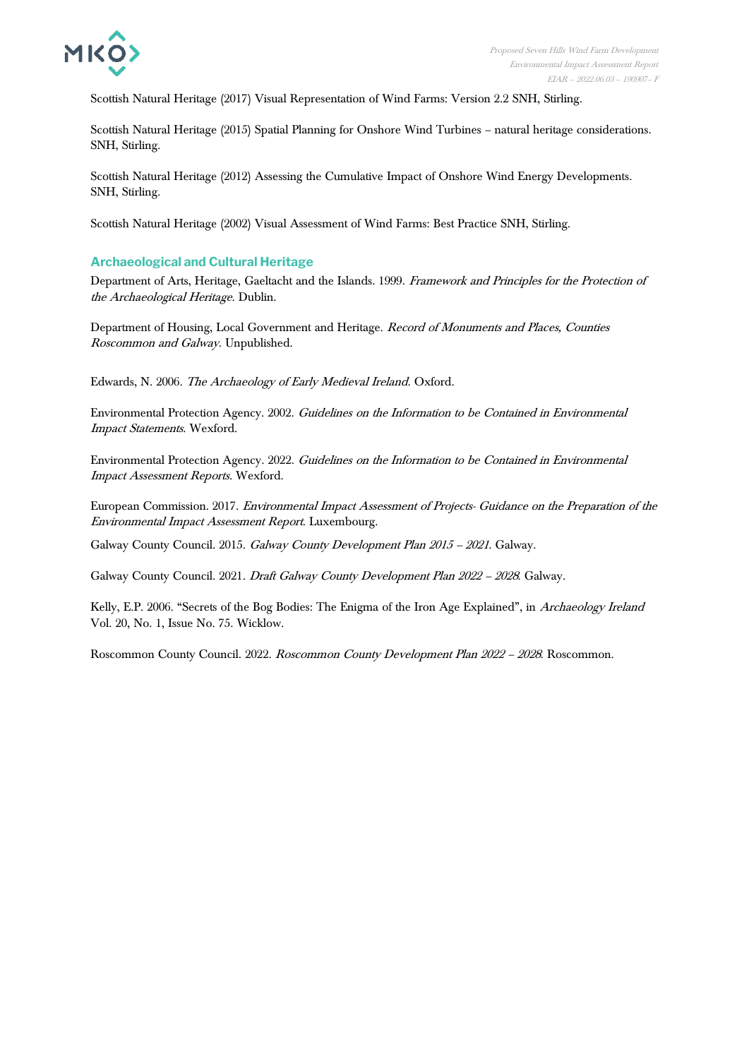Scottish Natural Heritage (2017) Visual Representation of Wind Farms: Version 2.2 SNH, Stirling.

Scottish Natural Heritage (2015) Spatial Planning for Onshore Wind Turbines – natural heritage considerations. SNH, Stirling.

Scottish Natural Heritage (2012) Assessing the Cumulative Impact of Onshore Wind Energy Developments. SNH, Stirling.

Scottish Natural Heritage (2002) Visual Assessment of Wind Farms: Best Practice SNH, Stirling.

## Archaeological and Cultural Heritage

Department of Arts, Heritage, Gaeltacht and the Islands. 1999. *Framework and Principles for the Protection of the Archaeological Heritage*. Dublin.

Department of Housing, Local Government and Heritage. *Record of Monuments and Places, Counties Roscommon and Galway*. Unpublished.

Edwards, N. 2006. *The Archaeology of Early Medieval Ireland*. Oxford.

Environmental Protection Agency. 2002. *Guidelines on the Information to be Contained in Environmental Impact Statements*. Wexford.

Environmental Protection Agency. 2022. *Guidelines on the Information to be Contained in Environmental Impact Assessment Reports*. Wexford.

European Commission. 2017. *Environmental Impact Assessment of Projects- Guidance on the Preparation of the Environmental Impact Assessment Report*. Luxembourg.

Galway County Council. 2015. *Galway County Development Plan 2015 – 2021*. Galway.

Galway County Council. 2021. *Draft Galway County Development Plan 2022 – 2028*. Galway.

Kelly, E.P. 2006. “Secrets of the Bog Bodies: The Enigma of the Iron Age Explained”, in *Archaeology Ireland* Vol. 20, No. 1, Issue No. 75. Wicklow.

Roscommon County Council. 2022. *Roscommon County Development Plan 2022 – 2028*. Roscommon.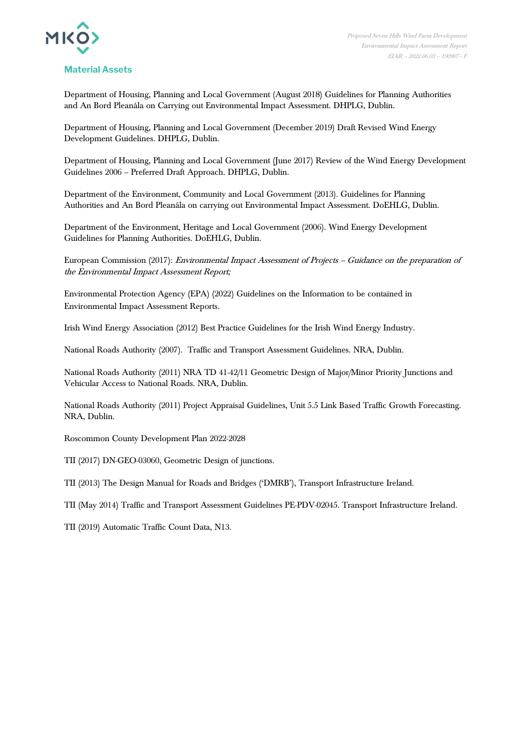Department of Housing, Planning and Local Government (August 2018) Guidelines for Planning Authorities and An Bord Pleanála on Carrying out Environmental Impact Assessment. DHPLG, Dublin.

Department of Housing, Planning and Local Government (December 2019) Draft Revised Wind Energy Development Guidelines. DHPLG, Dublin.

Department of Housing, Planning and Local Government (June 2017) Review of the Wind Energy Development Guidelines 2006 – Preferred Draft Approach. DHPLG, Dublin.

Department of the Environment, Community and Local Government (2013). Guidelines for Planning Authorities and An Bord Pleanála on carrying out Environmental Impact Assessment. DoEHLG, Dublin.

Department of the Environment, Heritage and Local Government (2006). Wind Energy Development Guidelines for Planning Authorities. DoEHLG, Dublin.

European Commission (2017): *Environmental Impact Assessment of Projects – Guidance on the preparation of the Environmental Impact Assessment Report;*

Environmental Protection Agency (EPA) (2022) Guidelines on the Information to be contained in Environmental Impact Assessment Reports.

Irish Wind Energy Association (2012) Best Practice Guidelines for the Irish Wind Energy Industry.

National Roads Authority (2007). Traffic and Transport Assessment Guidelines. NRA, Dublin.

National Roads Authority (2011) NRA TD 41-42/11 Geometric Design of Major/Minor Priority Junctions and Vehicular Access to National Roads. NRA, Dublin.

National Roads Authority (2011) Project Appraisal Guidelines, Unit 5.5 Link Based Traffic Growth Forecasting. NRA, Dublin.

Roscommon County Development Plan 2022-2028

TII (2017) DN-GEO-03060, Geometric Design of junctions.

TII (2013) The Design Manual for Roads and Bridges ('DMRB'), Transport Infrastructure Ireland.

TII (May 2014) Traffic and Transport Assessment Guidelines PE-PDV-02045. Transport Infrastructure Ireland.

TII (2019) Automatic Traffic Count Data, N13.